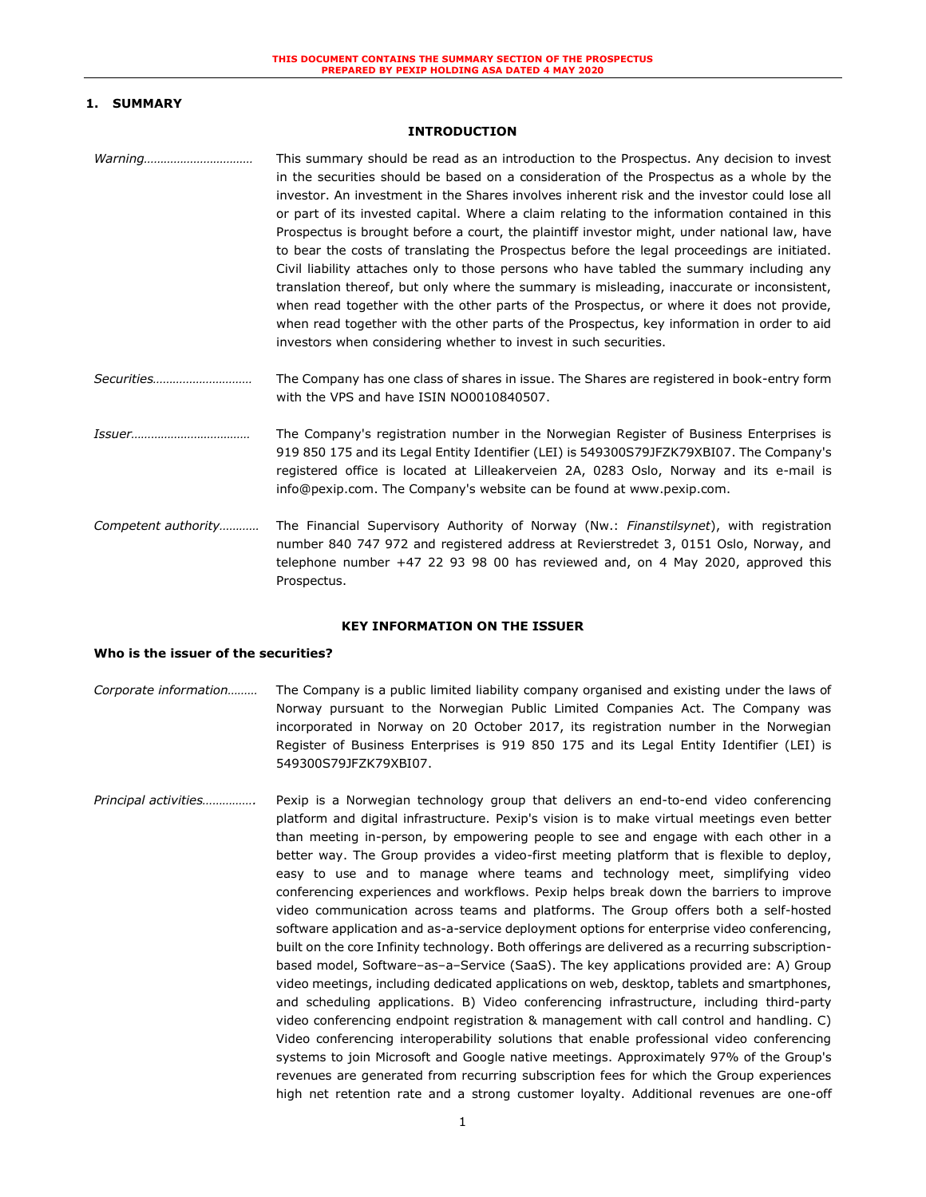THIS DOCUMENT CONTAINS THE SUMMARY SECTION OF THE PROSPECTUS PREPARED BY PEXIP HOLDING ASA DATED 4 MAY 2020

# 1. SUMMARY

## INTRODUCTION

*Warning*................................ This summary should be read as an introduction to the Prospectus. Any decision to invest in the securities should be based on a consideration of the Prospectus as a whole by the investor. An investment in the Shares involves inherent risk and the investor could lose all or part of its invested capital. Where a claim relating to the information contained in this Prospectus is brought before a court, the plaintiff investor might, under national law, have to bear the costs of translating the Prospectus before the legal proceedings are initiated. Civil liability attaches only to those persons who have tabled the summary including any translation thereof, but only where the summary is misleading, inaccurate or inconsistent, when read together with the other parts of the Prospectus, or where it does not provide, when read together with the other parts of the Prospectus, key information in order to aid investors when considering whether to invest in such securities.

*Securities*............................. The Company has one class of shares in issue. The Shares are registered in book-entry form with the VPS and have ISIN NO0010840507.

*Issuer*................................... The Company's registration number in the Norwegian Register of Business Enterprises is 919 850 175 and its Legal Entity Identifier (LEI) is 549300S79JFZK79XBI07. The Company's registered office is located at Lilleakerveien 2A, 0283 Oslo, Norway and its e-mail is info@pexip.com. The Company's website can be found at www.pexip.com.

*Competent authority*........... The Financial Supervisory Authority of Norway (Nw.: *Finanstilsynet*), with registration number 840 747 972 and registered address at Revierstredet 3, 0151 Oslo, Norway, and telephone number +47 22 93 98 00 has reviewed and, on 4 May 2020, approved this Prospectus.

## KEY INFORMATION ON THE ISSUER

**Who is the issuer of the securities?**

*Corporate information*......... The Company is a public limited liability company organised and existing under the laws of Norway pursuant to the Norwegian Public Limited Companies Act. The Company was incorporated in Norway on 20 October 2017, its registration number in the Norwegian Register of Business Enterprises is 919 850 175 and its Legal Entity Identifier (LEI) is 549300S79JFZK79XBI07.

*Principal activities*............... Pexip is a Norwegian technology group that delivers an end-to-end video conferencing platform and digital infrastructure. Pexip's vision is to make virtual meetings even better than meeting in-person, by empowering people to see and engage with each other in a better way. The Group provides a video-first meeting platform that is flexible to deploy, easy to use and to manage where teams and technology meet, simplifying video conferencing experiences and workflows. Pexip helps break down the barriers to improve video communication across teams and platforms. The Group offers both a self-hosted software application and as-a-service deployment options for enterprise video conferencing, built on the core Infinity technology. Both offerings are delivered as a recurring subscription-based model, Software–as–a–Service (SaaS). The key applications provided are: A) Group video meetings, including dedicated applications on web, desktop, tablets and smartphones, and scheduling applications. B) Video conferencing infrastructure, including third-party video conferencing endpoint registration & management with call control and handling. C) Video conferencing interoperability solutions that enable professional video conferencing systems to join Microsoft and Google native meetings. Approximately 97% of the Group's revenues are generated from recurring subscription fees for which the Group experiences high net retention rate and a strong customer loyalty. Additional revenues are one-off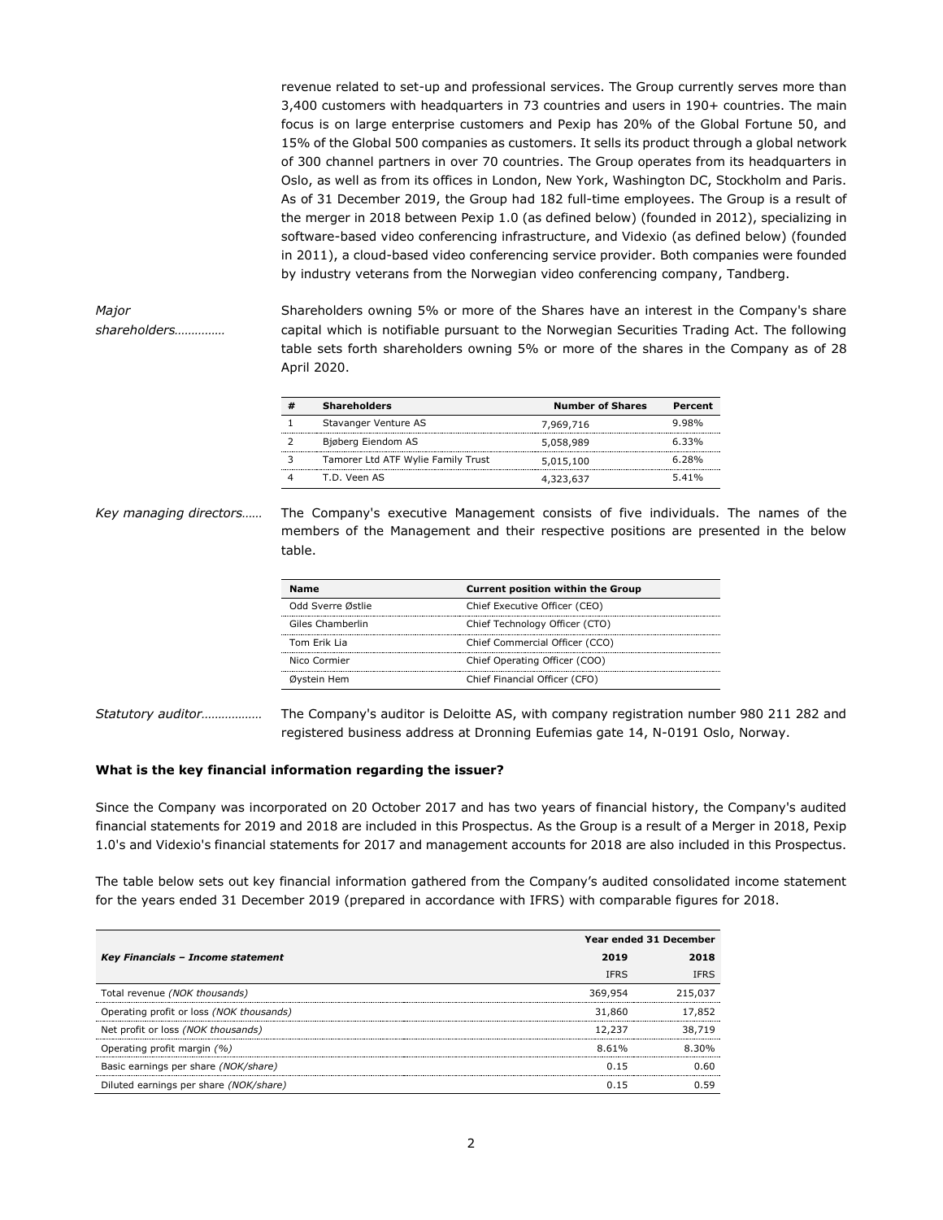revenue related to set-up and professional services. The Group currently serves more than 3,400 customers with headquarters in 73 countries and users in 190+ countries. The main focus is on large enterprise customers and Pexip has 20% of the Global Fortune 50, and 15% of the Global 500 companies as customers. It sells its product through a global network of 300 channel partners in over 70 countries. The Group operates from its headquarters in Oslo, as well as from its offices in London, New York, Washington DC, Stockholm and Paris. As of 31 December 2019, the Group had 182 full-time employees. The Group is a result of the merger in 2018 between Pexip 1.0 (as defined below) (founded in 2012), specializing in software-based video conferencing infrastructure, and Videxio (as defined below) (founded in 2011), a cloud-based video conferencing service provider. Both companies were founded by industry veterans from the Norwegian video conferencing company, Tandberg.

*Major shareholders…………..* Shareholders owning 5% or more of the Shares have an interest in the Company's share capital which is notifiable pursuant to the Norwegian Securities Trading Act. The following table sets forth shareholders owning 5% or more of the shares in the Company as of 28 April 2020.

| # | Shareholders | Number of Shares | Percent |
|---|---|---|---|
| 1 | Stavanger Venture AS | 7,969,716 | 9.98% |
| 2 | Bjøberg Eiendom AS | 5,058,989 | 6.33% |
| 3 | Tamorer Ltd ATF Wylie Family Trust | 5,015,100 | 6.28% |
| 4 | T.D. Veen AS | 4,323,637 | 5.41% |

*Key managing directors……* The Company's executive Management consists of five individuals. The names of the members of the Management and their respective positions are presented in the below table.

| Name | Current position within the Group |
|---|---|
| Odd Sverre Østlie | Chief Executive Officer (CEO) |
| Giles Chamberlin | Chief Technology Officer (CTO) |
| Tom Erik Lia | Chief Commercial Officer (CCO) |
| Nico Cormier | Chief Operating Officer (COO) |
| Øystein Hem | Chief Financial Officer (CFO) |

*Statutory auditor………………* The Company's auditor is Deloitte AS, with company registration number 980 211 282 and registered business address at Dronning Eufemias gate 14, N-0191 Oslo, Norway.

**What is the key financial information regarding the issuer?**

Since the Company was incorporated on 20 October 2017 and has two years of financial history, the Company's audited financial statements for 2019 and 2018 are included in this Prospectus. As the Group is a result of a Merger in 2018, Pexip 1.0's and Videxio's financial statements for 2017 and management accounts for 2018 are also included in this Prospectus.

The table below sets out key financial information gathered from the Company's audited consolidated income statement for the years ended 31 December 2019 (prepared in accordance with IFRS) with comparable figures for 2018.

| | Year ended 31 December | |
|---|---|---|
| ***Key Financials – Income statement*** | **2019** | **2018** |
| | IFRS | IFRS |
| Total revenue *(NOK thousands)* | 369,954 | 215,037 |
| Operating profit or loss *(NOK thousands)* | 31,860 | 17,852 |
| Net profit or loss *(NOK thousands)* | 12,237 | 38,719 |
| Operating profit margin *(%)* | 8.61% | 8.30% |
| Basic earnings per share *(NOK/share)* | 0.15 | 0.60 |
| Diluted earnings per share *(NOK/share)* | 0.15 | 0.59 |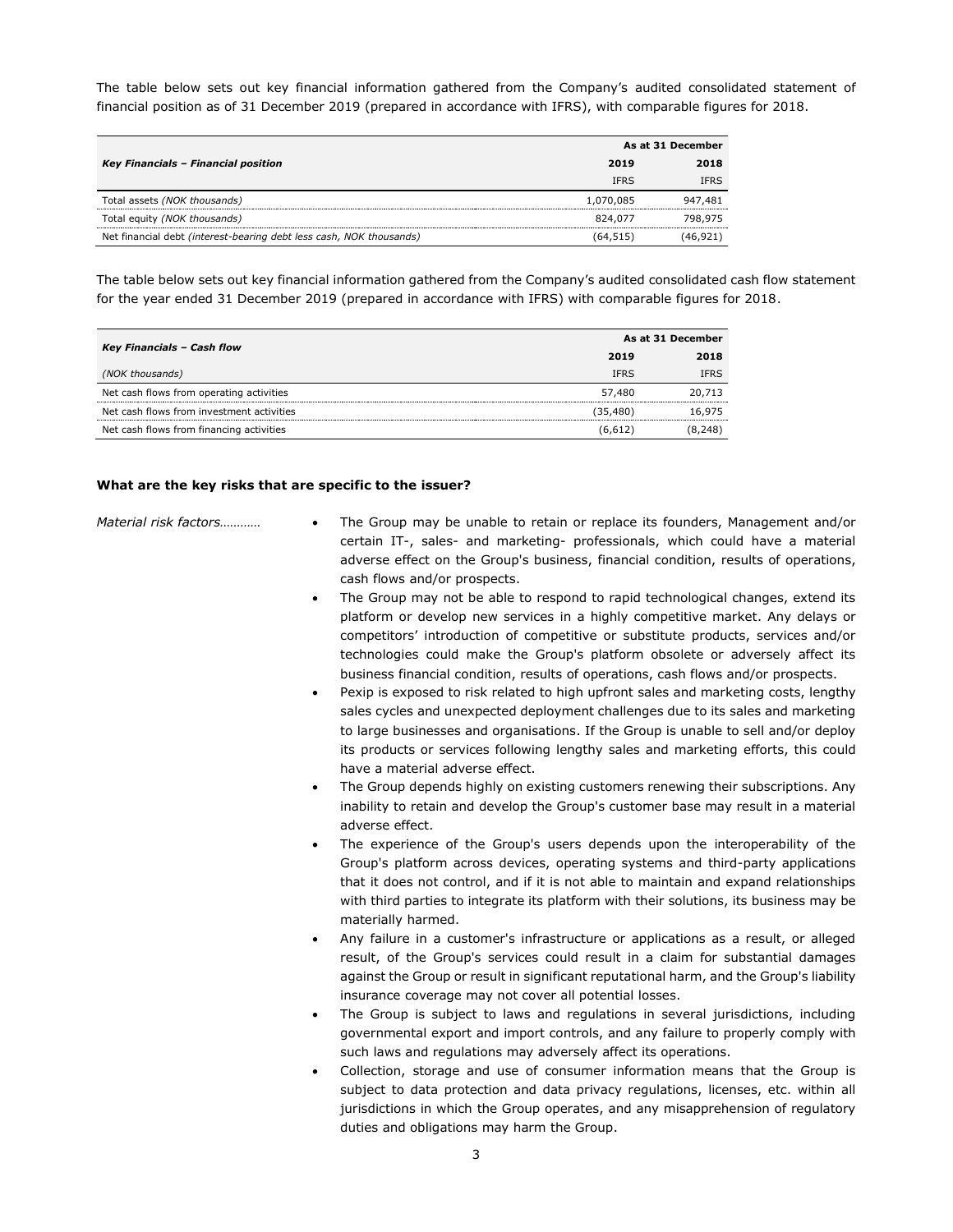The table below sets out key financial information gathered from the Company's audited consolidated statement of financial position as of 31 December 2019 (prepared in accordance with IFRS), with comparable figures for 2018.

| *Key Financials – Financial position* | As at 31 December | |
|---|---|---|
| | 2019 | 2018 |
| | IFRS | IFRS |
| Total assets *(NOK thousands)* | 1,070,085 | 947,481 |
| Total equity *(NOK thousands)* | 824,077 | 798,975 |
| Net financial debt *(interest-bearing debt less cash, NOK thousands)* | (64,515) | (46,921) |

The table below sets out key financial information gathered from the Company's audited consolidated cash flow statement for the year ended 31 December 2019 (prepared in accordance with IFRS) with comparable figures for 2018.

| *Key Financials – Cash flow* | As at 31 December | |
|---|---|---|
| | 2019 | 2018 |
| *(NOK thousands)* | IFRS | IFRS |
| Net cash flows from operating activities | 57,480 | 20,713 |
| Net cash flows from investment activities | (35,480) | 16,975 |
| Net cash flows from financing activities | (6,612) | (8,248) |

**What are the key risks that are specific to the issuer?**

*Material risk factors…………*

- The Group may be unable to retain or replace its founders, Management and/or certain IT-, sales- and marketing- professionals, which could have a material adverse effect on the Group's business, financial condition, results of operations, cash flows and/or prospects.
- The Group may not be able to respond to rapid technological changes, extend its platform or develop new services in a highly competitive market. Any delays or competitors' introduction of competitive or substitute products, services and/or technologies could make the Group's platform obsolete or adversely affect its business financial condition, results of operations, cash flows and/or prospects.
- Pexip is exposed to risk related to high upfront sales and marketing costs, lengthy sales cycles and unexpected deployment challenges due to its sales and marketing to large businesses and organisations. If the Group is unable to sell and/or deploy its products or services following lengthy sales and marketing efforts, this could have a material adverse effect.
- The Group depends highly on existing customers renewing their subscriptions. Any inability to retain and develop the Group's customer base may result in a material adverse effect.
- The experience of the Group's users depends upon the interoperability of the Group's platform across devices, operating systems and third-party applications that it does not control, and if it is not able to maintain and expand relationships with third parties to integrate its platform with their solutions, its business may be materially harmed.
- Any failure in a customer's infrastructure or applications as a result, or alleged result, of the Group's services could result in a claim for substantial damages against the Group or result in significant reputational harm, and the Group's liability insurance coverage may not cover all potential losses.
- The Group is subject to laws and regulations in several jurisdictions, including governmental export and import controls, and any failure to properly comply with such laws and regulations may adversely affect its operations.
- Collection, storage and use of consumer information means that the Group is subject to data protection and data privacy regulations, licenses, etc. within all jurisdictions in which the Group operates, and any misapprehension of regulatory duties and obligations may harm the Group.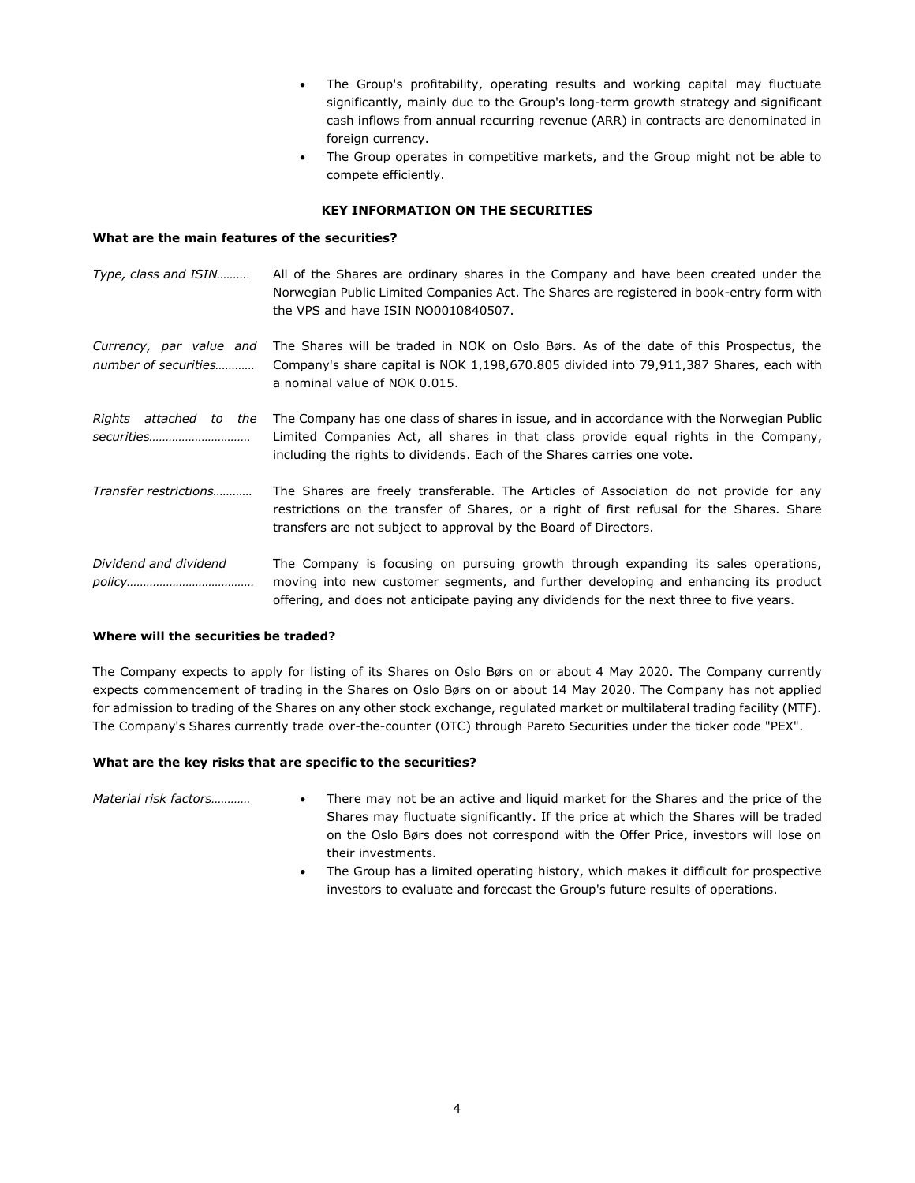- The Group's profitability, operating results and working capital may fluctuate significantly, mainly due to the Group's long-term growth strategy and significant cash inflows from annual recurring revenue (ARR) in contracts are denominated in foreign currency.
- The Group operates in competitive markets, and the Group might not be able to compete efficiently.

### KEY INFORMATION ON THE SECURITIES

**What are the main features of the securities?**

| | |
|---|---|
| *Type, class and ISIN……….* | All of the Shares are ordinary shares in the Company and have been created under the Norwegian Public Limited Companies Act. The Shares are registered in book-entry form with the VPS and have ISIN NO0010840507. |
| *Currency, par value and number of securities…………* | The Shares will be traded in NOK on Oslo Børs. As of the date of this Prospectus, the Company's share capital is NOK 1,198,670.805 divided into 79,911,387 Shares, each with a nominal value of NOK 0.015. |
| *Rights attached to the securities…………………………* | The Company has one class of shares in issue, and in accordance with the Norwegian Public Limited Companies Act, all shares in that class provide equal rights in the Company, including the rights to dividends. Each of the Shares carries one vote. |
| *Transfer restrictions…………* | The Shares are freely transferable. The Articles of Association do not provide for any restrictions on the transfer of Shares, or a right of first refusal for the Shares. Share transfers are not subject to approval by the Board of Directors. |
| *Dividend and dividend policy…………………………………* | The Company is focusing on pursuing growth through expanding its sales operations, moving into new customer segments, and further developing and enhancing its product offering, and does not anticipate paying any dividends for the next three to five years. |

**Where will the securities be traded?**

The Company expects to apply for listing of its Shares on Oslo Børs on or about 4 May 2020. The Company currently expects commencement of trading in the Shares on Oslo Børs on or about 14 May 2020. The Company has not applied for admission to trading of the Shares on any other stock exchange, regulated market or multilateral trading facility (MTF). The Company's Shares currently trade over-the-counter (OTC) through Pareto Securities under the ticker code "PEX".

**What are the key risks that are specific to the securities?**

*Material risk factors…………*

- There may not be an active and liquid market for the Shares and the price of the Shares may fluctuate significantly. If the price at which the Shares will be traded on the Oslo Børs does not correspond with the Offer Price, investors will lose on their investments.
- The Group has a limited operating history, which makes it difficult for prospective investors to evaluate and forecast the Group's future results of operations.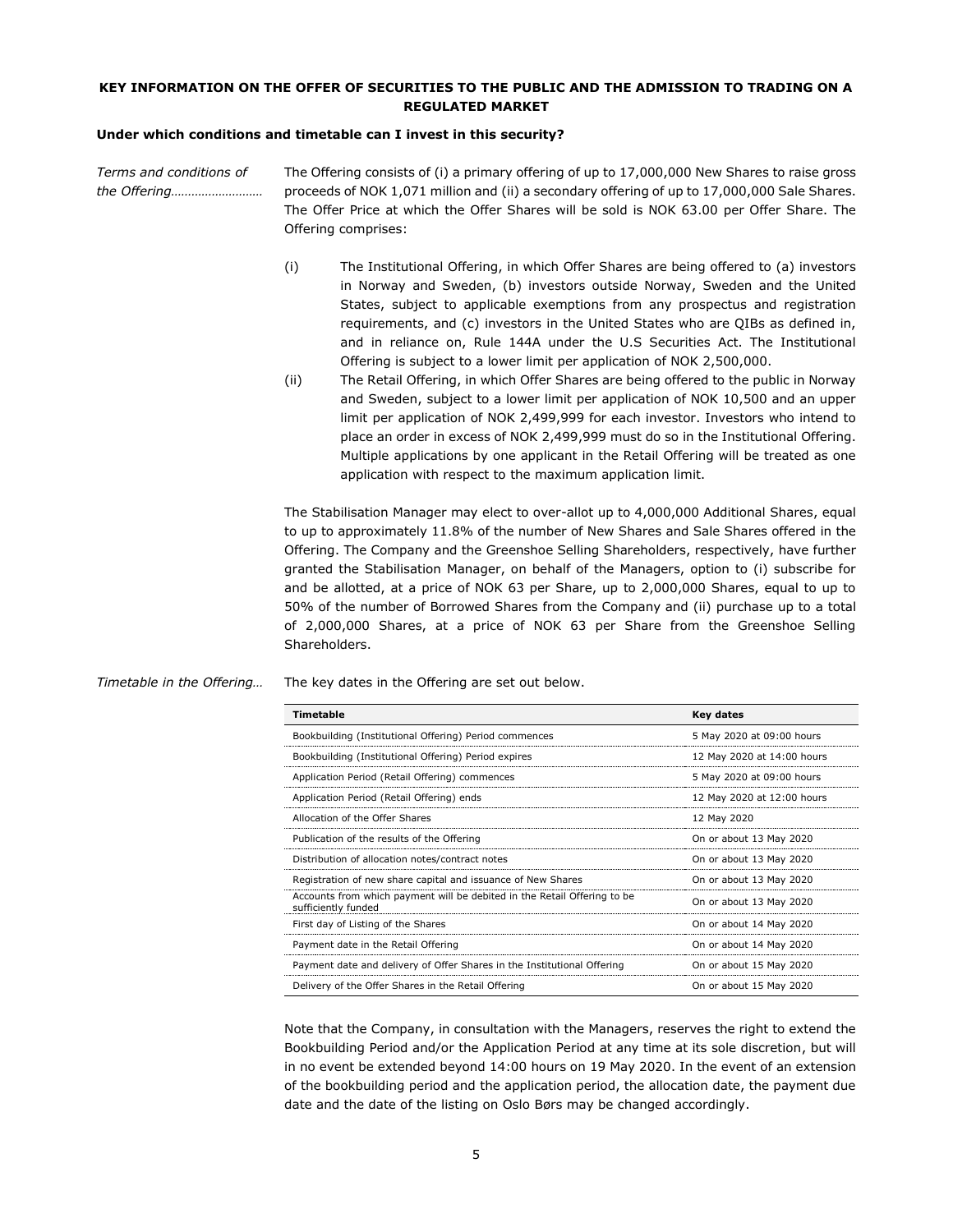**KEY INFORMATION ON THE OFFER OF SECURITIES TO THE PUBLIC AND THE ADMISSION TO TRADING ON A REGULATED MARKET**

**Under which conditions and timetable can I invest in this security?**

*Terms and conditions of the Offering……………………*

The Offering consists of (i) a primary offering of up to 17,000,000 New Shares to raise gross proceeds of NOK 1,071 million and (ii) a secondary offering of up to 17,000,000 Sale Shares. The Offer Price at which the Offer Shares will be sold is NOK 63.00 per Offer Share. The Offering comprises:

(i) The Institutional Offering, in which Offer Shares are being offered to (a) investors in Norway and Sweden, (b) investors outside Norway, Sweden and the United States, subject to applicable exemptions from any prospectus and registration requirements, and (c) investors in the United States who are QIBs as defined in, and in reliance on, Rule 144A under the U.S Securities Act. The Institutional Offering is subject to a lower limit per application of NOK 2,500,000.

(ii) The Retail Offering, in which Offer Shares are being offered to the public in Norway and Sweden, subject to a lower limit per application of NOK 10,500 and an upper limit per application of NOK 2,499,999 for each investor. Investors who intend to place an order in excess of NOK 2,499,999 must do so in the Institutional Offering. Multiple applications by one applicant in the Retail Offering will be treated as one application with respect to the maximum application limit.

The Stabilisation Manager may elect to over-allot up to 4,000,000 Additional Shares, equal to up to approximately 11.8% of the number of New Shares and Sale Shares offered in the Offering. The Company and the Greenshoe Selling Shareholders, respectively, have further granted the Stabilisation Manager, on behalf of the Managers, option to (i) subscribe for and be allotted, at a price of NOK 63 per Share, up to 2,000,000 Shares, equal to up to 50% of the number of Borrowed Shares from the Company and (ii) purchase up to a total of 2,000,000 Shares, at a price of NOK 63 per Share from the Greenshoe Selling Shareholders.

*Timetable in the Offering…*

The key dates in the Offering are set out below.

| Timetable | Key dates |
|---|---|
| Bookbuilding (Institutional Offering) Period commences | 5 May 2020 at 09:00 hours |
| Bookbuilding (Institutional Offering) Period expires | 12 May 2020 at 14:00 hours |
| Application Period (Retail Offering) commences | 5 May 2020 at 09:00 hours |
| Application Period (Retail Offering) ends | 12 May 2020 at 12:00 hours |
| Allocation of the Offer Shares | 12 May 2020 |
| Publication of the results of the Offering | On or about 13 May 2020 |
| Distribution of allocation notes/contract notes | On or about 13 May 2020 |
| Registration of new share capital and issuance of New Shares | On or about 13 May 2020 |
| Accounts from which payment will be debited in the Retail Offering to be sufficiently funded | On or about 13 May 2020 |
| First day of Listing of the Shares | On or about 14 May 2020 |
| Payment date in the Retail Offering | On or about 14 May 2020 |
| Payment date and delivery of Offer Shares in the Institutional Offering | On or about 15 May 2020 |
| Delivery of the Offer Shares in the Retail Offering | On or about 15 May 2020 |

Note that the Company, in consultation with the Managers, reserves the right to extend the Bookbuilding Period and/or the Application Period at any time at its sole discretion, but will in no event be extended beyond 14:00 hours on 19 May 2020. In the event of an extension of the bookbuilding period and the application period, the allocation date, the payment due date and the date of the listing on Oslo Børs may be changed accordingly.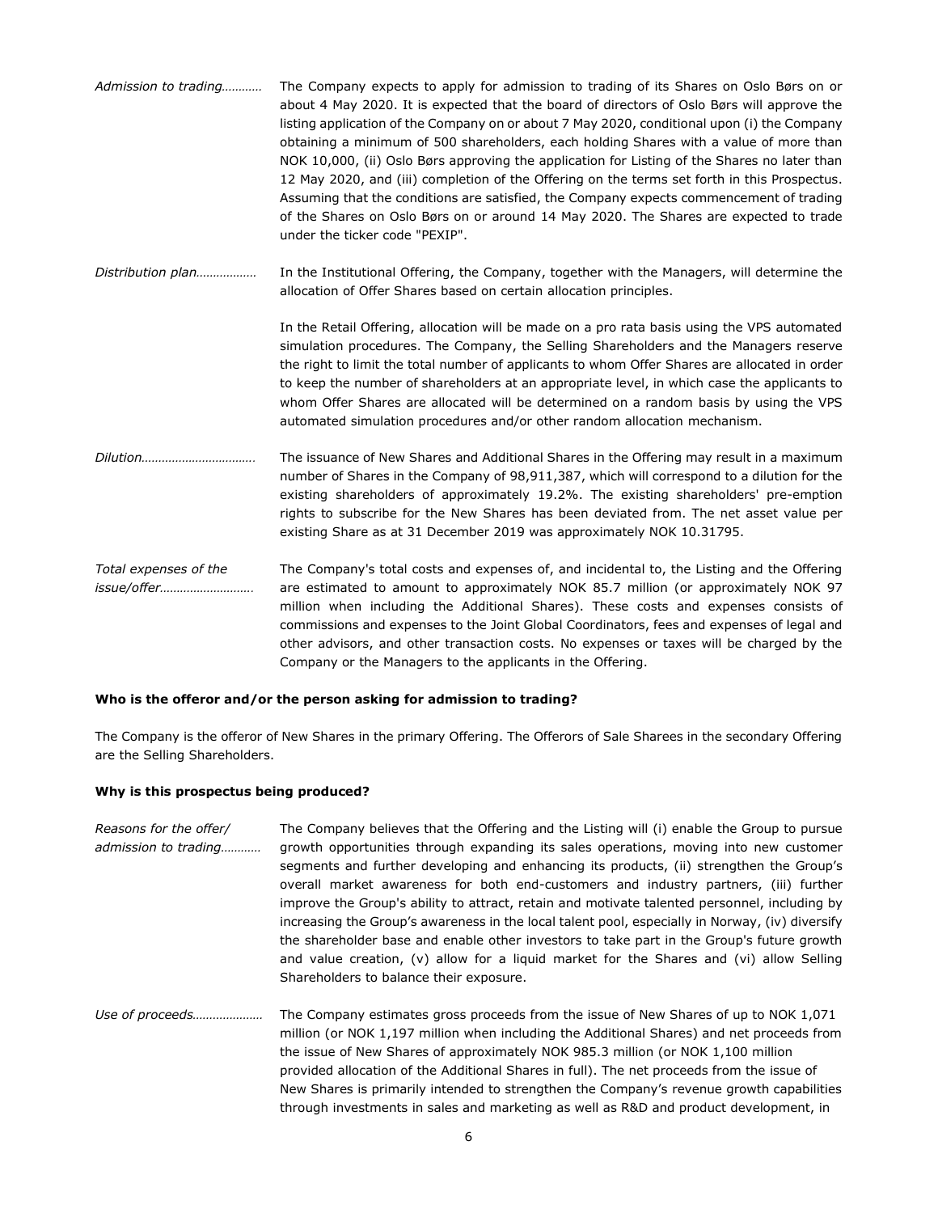| | |
|---|---|
| *Admission to trading…………* | The Company expects to apply for admission to trading of its Shares on Oslo Børs on or about 4 May 2020. It is expected that the board of directors of Oslo Børs will approve the listing application of the Company on or about 7 May 2020, conditional upon (i) the Company obtaining a minimum of 500 shareholders, each holding Shares with a value of more than NOK 10,000, (ii) Oslo Børs approving the application for Listing of the Shares no later than 12 May 2020, and (iii) completion of the Offering on the terms set forth in this Prospectus. Assuming that the conditions are satisfied, the Company expects commencement of trading of the Shares on Oslo Børs on or around 14 May 2020. The Shares are expected to trade under the ticker code "PEXIP". |
| *Distribution plan………………* | In the Institutional Offering, the Company, together with the Managers, will determine the allocation of Offer Shares based on certain allocation principles.<br><br>In the Retail Offering, allocation will be made on a pro rata basis using the VPS automated simulation procedures. The Company, the Selling Shareholders and the Managers reserve the right to limit the total number of applicants to whom Offer Shares are allocated in order to keep the number of shareholders at an appropriate level, in which case the applicants to whom Offer Shares are allocated will be determined on a random basis by using the VPS automated simulation procedures and/or other random allocation mechanism. |
| *Dilution…………………………….* | The issuance of New Shares and Additional Shares in the Offering may result in a maximum number of Shares in the Company of 98,911,387, which will correspond to a dilution for the existing shareholders of approximately 19.2%. The existing shareholders' pre-emption rights to subscribe for the New Shares has been deviated from. The net asset value per existing Share as at 31 December 2019 was approximately NOK 10.31795. |
| *Total expenses of the issue/offer……………………….* | The Company's total costs and expenses of, and incidental to, the Listing and the Offering are estimated to amount to approximately NOK 85.7 million (or approximately NOK 97 million when including the Additional Shares). These costs and expenses consists of commissions and expenses to the Joint Global Coordinators, fees and expenses of legal and other advisors, and other transaction costs. No expenses or taxes will be charged by the Company or the Managers to the applicants in the Offering. |

**Who is the offeror and/or the person asking for admission to trading?**

The Company is the offeror of New Shares in the primary Offering. The Offerors of Sale Sharees in the secondary Offering are the Selling Shareholders.

**Why is this prospectus being produced?**

| | |
|---|---|
| *Reasons for the offer/ admission to trading…………* | The Company believes that the Offering and the Listing will (i) enable the Group to pursue growth opportunities through expanding its sales operations, moving into new customer segments and further developing and enhancing its products, (ii) strengthen the Group's overall market awareness for both end-customers and industry partners, (iii) further improve the Group's ability to attract, retain and motivate talented personnel, including by increasing the Group's awareness in the local talent pool, especially in Norway, (iv) diversify the shareholder base and enable other investors to take part in the Group's future growth and value creation, (v) allow for a liquid market for the Shares and (vi) allow Selling Shareholders to balance their exposure. |
| *Use of proceeds…………………* | The Company estimates gross proceeds from the issue of New Shares of up to NOK 1,071 million (or NOK 1,197 million when including the Additional Shares) and net proceeds from the issue of New Shares of approximately NOK 985.3 million (or NOK 1,100 million provided allocation of the Additional Shares in full). The net proceeds from the issue of New Shares is primarily intended to strengthen the Company's revenue growth capabilities through investments in sales and marketing as well as R&D and product development, in |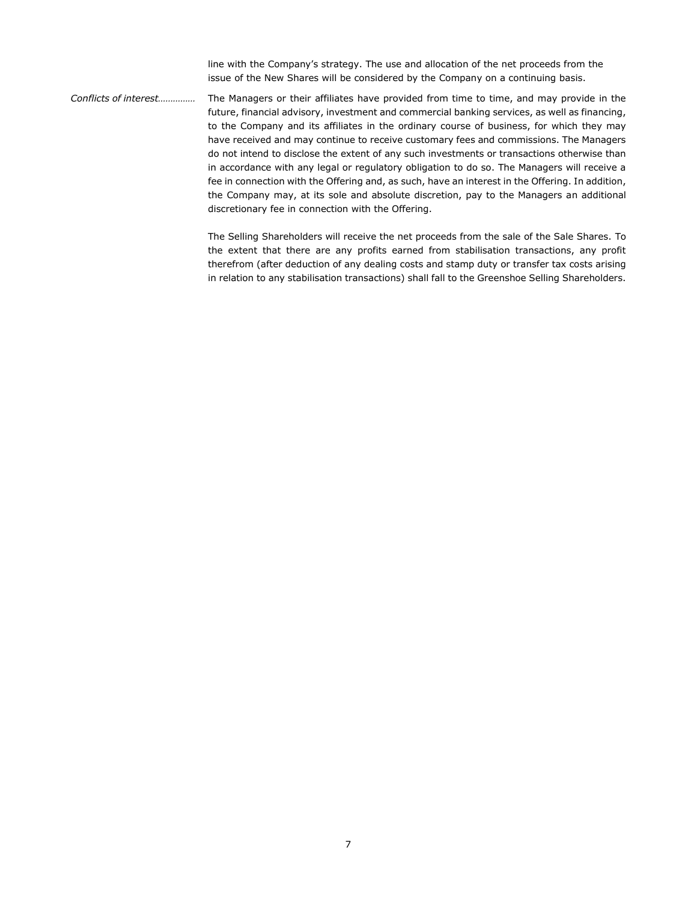line with the Company's strategy. The use and allocation of the net proceeds from the issue of the New Shares will be considered by the Company on a continuing basis.

*Conflicts of interest*..............

The Managers or their affiliates have provided from time to time, and may provide in the future, financial advisory, investment and commercial banking services, as well as financing, to the Company and its affiliates in the ordinary course of business, for which they may have received and may continue to receive customary fees and commissions. The Managers do not intend to disclose the extent of any such investments or transactions otherwise than in accordance with any legal or regulatory obligation to do so. The Managers will receive a fee in connection with the Offering and, as such, have an interest in the Offering. In addition, the Company may, at its sole and absolute discretion, pay to the Managers an additional discretionary fee in connection with the Offering.

The Selling Shareholders will receive the net proceeds from the sale of the Sale Shares. To the extent that there are any profits earned from stabilisation transactions, any profit therefrom (after deduction of any dealing costs and stamp duty or transfer tax costs arising in relation to any stabilisation transactions) shall fall to the Greenshoe Selling Shareholders.